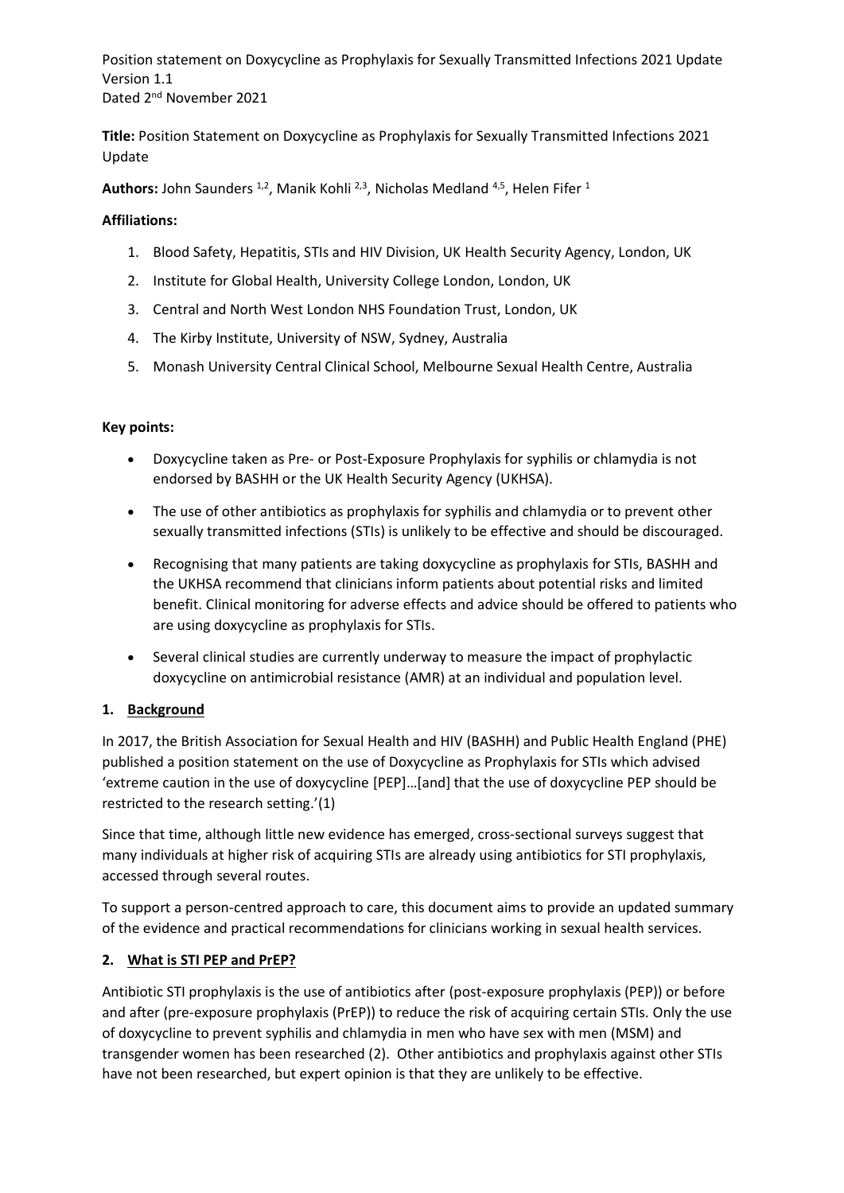Position statement on Doxycycline as Prophylaxis for Sexually Transmitted Infections 2021 Update
Version 1.1
Dated 2nd November 2021

**Title:** Position Statement on Doxycycline as Prophylaxis for Sexually Transmitted Infections 2021 Update

**Authors:** John Saunders [1,2], Manik Kohli [2,3], Nicholas Medland [4,5], Helen Fifer [1]

**Affiliations:**

1. Blood Safety, Hepatitis, STIs and HIV Division, UK Health Security Agency, London, UK
2. Institute for Global Health, University College London, London, UK
3. Central and North West London NHS Foundation Trust, London, UK
4. The Kirby Institute, University of NSW, Sydney, Australia
5. Monash University Central Clinical School, Melbourne Sexual Health Centre, Australia

**Key points:**

- Doxycycline taken as Pre- or Post-Exposure Prophylaxis for syphilis or chlamydia is not endorsed by BASHH or the UK Health Security Agency (UKHSA).
- The use of other antibiotics as prophylaxis for syphilis and chlamydia or to prevent other sexually transmitted infections (STIs) is unlikely to be effective and should be discouraged.
- Recognising that many patients are taking doxycycline as prophylaxis for STIs, BASHH and the UKHSA recommend that clinicians inform patients about potential risks and limited benefit. Clinical monitoring for adverse effects and advice should be offered to patients who are using doxycycline as prophylaxis for STIs.
- Several clinical studies are currently underway to measure the impact of prophylactic doxycycline on antimicrobial resistance (AMR) at an individual and population level.

## 1. Background

In 2017, the British Association for Sexual Health and HIV (BASHH) and Public Health England (PHE) published a position statement on the use of Doxycycline as Prophylaxis for STIs which advised 'extreme caution in the use of doxycycline [PEP]…[and] that the use of doxycycline PEP should be restricted to the research setting.'(1)

Since that time, although little new evidence has emerged, cross-sectional surveys suggest that many individuals at higher risk of acquiring STIs are already using antibiotics for STI prophylaxis, accessed through several routes.

To support a person-centred approach to care, this document aims to provide an updated summary of the evidence and practical recommendations for clinicians working in sexual health services.

## 2. What is STI PEP and PrEP?

Antibiotic STI prophylaxis is the use of antibiotics after (post-exposure prophylaxis (PEP)) or before and after (pre-exposure prophylaxis (PrEP)) to reduce the risk of acquiring certain STIs. Only the use of doxycycline to prevent syphilis and chlamydia in men who have sex with men (MSM) and transgender women has been researched (2). Other antibiotics and prophylaxis against other STIs have not been researched, but expert opinion is that they are unlikely to be effective.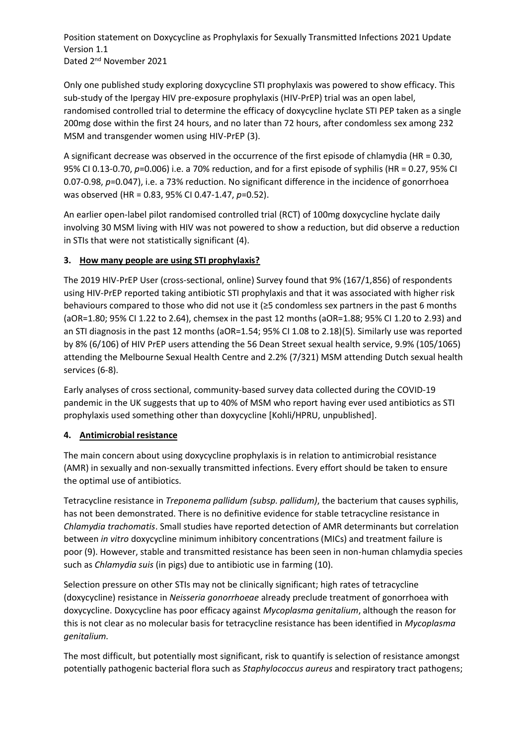Only one published study exploring doxycycline STI prophylaxis was powered to show efficacy. This sub-study of the Ipergay HIV pre-exposure prophylaxis (HIV-PrEP) trial was an open label, randomised controlled trial to determine the efficacy of doxycycline hyclate STI PEP taken as a single 200mg dose within the first 24 hours, and no later than 72 hours, after condomless sex among 232 MSM and transgender women using HIV-PrEP (3).

A significant decrease was observed in the occurrence of the first episode of chlamydia (HR = 0.30, 95% CI 0.13-0.70, *p*=0.006) i.e. a 70% reduction, and for a first episode of syphilis (HR = 0.27, 95% CI 0.07-0.98, *p*=0.047), i.e. a 73% reduction. No significant difference in the incidence of gonorrhoea was observed (HR = 0.83, 95% CI 0.47-1.47, *p*=0.52).

An earlier open-label pilot randomised controlled trial (RCT) of 100mg doxycycline hyclate daily involving 30 MSM living with HIV was not powered to show a reduction, but did observe a reduction in STIs that were not statistically significant (4).

## 3. How many people are using STI prophylaxis?

The 2019 HIV-PrEP User (cross-sectional, online) Survey found that 9% (167/1,856) of respondents using HIV-PrEP reported taking antibiotic STI prophylaxis and that it was associated with higher risk behaviours compared to those who did not use it (≥5 condomless sex partners in the past 6 months (aOR=1.80; 95% CI 1.22 to 2.64), chemsex in the past 12 months (aOR=1.88; 95% CI 1.20 to 2.93) and an STI diagnosis in the past 12 months (aOR=1.54; 95% CI 1.08 to 2.18)(5). Similarly use was reported by 8% (6/106) of HIV PrEP users attending the 56 Dean Street sexual health service, 9.9% (105/1065) attending the Melbourne Sexual Health Centre and 2.2% (7/321) MSM attending Dutch sexual health services (6-8).

Early analyses of cross sectional, community-based survey data collected during the COVID-19 pandemic in the UK suggests that up to 40% of MSM who report having ever used antibiotics as STI prophylaxis used something other than doxycycline [Kohli/HPRU, unpublished].

## 4. Antimicrobial resistance

The main concern about using doxycycline prophylaxis is in relation to antimicrobial resistance (AMR) in sexually and non-sexually transmitted infections. Every effort should be taken to ensure the optimal use of antibiotics.

Tetracycline resistance in *Treponema pallidum (subsp. pallidum)*, the bacterium that causes syphilis, has not been demonstrated. There is no definitive evidence for stable tetracycline resistance in *Chlamydia trachomatis*. Small studies have reported detection of AMR determinants but correlation between *in vitro* doxycycline minimum inhibitory concentrations (MICs) and treatment failure is poor (9). However, stable and transmitted resistance has been seen in non-human chlamydia species such as *Chlamydia suis* (in pigs) due to antibiotic use in farming (10).

Selection pressure on other STIs may not be clinically significant; high rates of tetracycline (doxycycline) resistance in *Neisseria gonorrhoeae* already preclude treatment of gonorrhoea with doxycycline. Doxycycline has poor efficacy against *Mycoplasma genitalium*, although the reason for this is not clear as no molecular basis for tetracycline resistance has been identified in *Mycoplasma genitalium.*

The most difficult, but potentially most significant, risk to quantify is selection of resistance amongst potentially pathogenic bacterial flora such as *Staphylococcus aureus* and respiratory tract pathogens;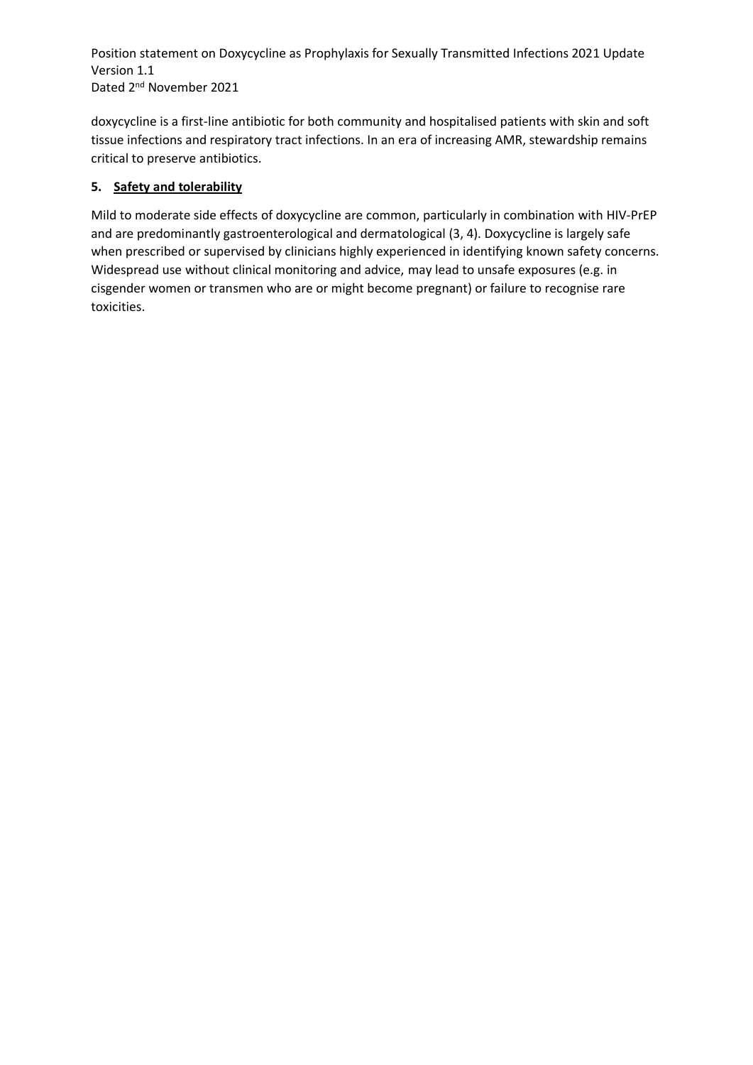doxycycline is a first-line antibiotic for both community and hospitalised patients with skin and soft tissue infections and respiratory tract infections. In an era of increasing AMR, stewardship remains critical to preserve antibiotics.

## 5. Safety and tolerability

Mild to moderate side effects of doxycycline are common, particularly in combination with HIV-PrEP and are predominantly gastroenterological and dermatological (3, 4). Doxycycline is largely safe when prescribed or supervised by clinicians highly experienced in identifying known safety concerns. Widespread use without clinical monitoring and advice, may lead to unsafe exposures (e.g. in cisgender women or transmen who are or might become pregnant) or failure to recognise rare toxicities.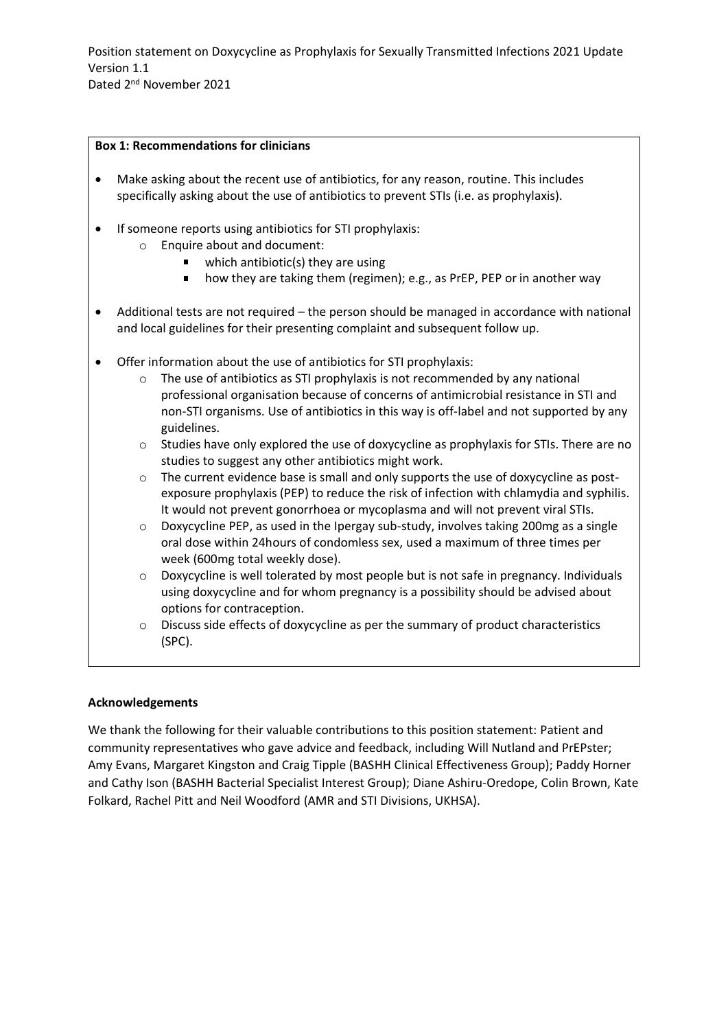**Box 1: Recommendations for clinicians**

- Make asking about the recent use of antibiotics, for any reason, routine. This includes specifically asking about the use of antibiotics to prevent STIs (i.e. as prophylaxis).
- If someone reports using antibiotics for STI prophylaxis:
  - Enquire about and document:
    - which antibiotic(s) they are using
    - how they are taking them (regimen); e.g., as PrEP, PEP or in another way
- Additional tests are not required – the person should be managed in accordance with national and local guidelines for their presenting complaint and subsequent follow up.
- Offer information about the use of antibiotics for STI prophylaxis:
  - The use of antibiotics as STI prophylaxis is not recommended by any national professional organisation because of concerns of antimicrobial resistance in STI and non-STI organisms. Use of antibiotics in this way is off-label and not supported by any guidelines.
  - Studies have only explored the use of doxycycline as prophylaxis for STIs. There are no studies to suggest any other antibiotics might work.
  - The current evidence base is small and only supports the use of doxycycline as post-exposure prophylaxis (PEP) to reduce the risk of infection with chlamydia and syphilis. It would not prevent gonorrhoea or mycoplasma and will not prevent viral STIs.
  - Doxycycline PEP, as used in the Ipergay sub-study, involves taking 200mg as a single oral dose within 24hours of condomless sex, used a maximum of three times per week (600mg total weekly dose).
  - Doxycycline is well tolerated by most people but is not safe in pregnancy. Individuals using doxycycline and for whom pregnancy is a possibility should be advised about options for contraception.
  - Discuss side effects of doxycycline as per the summary of product characteristics (SPC).

**Acknowledgements**

We thank the following for their valuable contributions to this position statement: Patient and community representatives who gave advice and feedback, including Will Nutland and PrEPster; Amy Evans, Margaret Kingston and Craig Tipple (BASHH Clinical Effectiveness Group); Paddy Horner and Cathy Ison (BASHH Bacterial Specialist Interest Group); Diane Ashiru-Oredope, Colin Brown, Kate Folkard, Rachel Pitt and Neil Woodford (AMR and STI Divisions, UKHSA).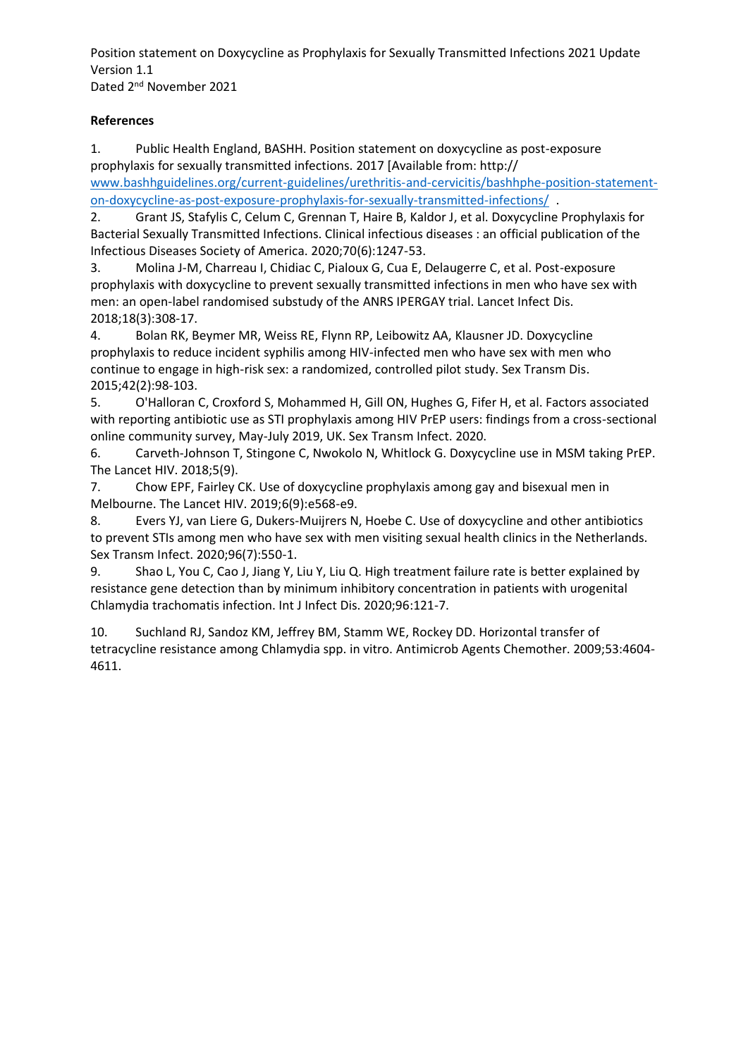## References

1. Public Health England, BASHH. Position statement on doxycycline as post-exposure prophylaxis for sexually transmitted infections. 2017 [Available from: http:// www.bashhguidelines.org/current-guidelines/urethritis-and-cervicitis/bashhphe-position-statement-on-doxycycline-as-post-exposure-prophylaxis-for-sexually-transmitted-infections/ .

2. Grant JS, Stafylis C, Celum C, Grennan T, Haire B, Kaldor J, et al. Doxycycline Prophylaxis for Bacterial Sexually Transmitted Infections. Clinical infectious diseases : an official publication of the Infectious Diseases Society of America. 2020;70(6):1247-53.

3. Molina J-M, Charreau I, Chidiac C, Pialoux G, Cua E, Delaugerre C, et al. Post-exposure prophylaxis with doxycycline to prevent sexually transmitted infections in men who have sex with men: an open-label randomised substudy of the ANRS IPERGAY trial. Lancet Infect Dis. 2018;18(3):308-17.

4. Bolan RK, Beymer MR, Weiss RE, Flynn RP, Leibowitz AA, Klausner JD. Doxycycline prophylaxis to reduce incident syphilis among HIV-infected men who have sex with men who continue to engage in high-risk sex: a randomized, controlled pilot study. Sex Transm Dis. 2015;42(2):98-103.

5. O'Halloran C, Croxford S, Mohammed H, Gill ON, Hughes G, Fifer H, et al. Factors associated with reporting antibiotic use as STI prophylaxis among HIV PrEP users: findings from a cross-sectional online community survey, May-July 2019, UK. Sex Transm Infect. 2020.

6. Carveth-Johnson T, Stingone C, Nwokolo N, Whitlock G. Doxycycline use in MSM taking PrEP. The Lancet HIV. 2018;5(9).

7. Chow EPF, Fairley CK. Use of doxycycline prophylaxis among gay and bisexual men in Melbourne. The Lancet HIV. 2019;6(9):e568-e9.

8. Evers YJ, van Liere G, Dukers-Muijrers N, Hoebe C. Use of doxycycline and other antibiotics to prevent STIs among men who have sex with men visiting sexual health clinics in the Netherlands. Sex Transm Infect. 2020;96(7):550-1.

9. Shao L, You C, Cao J, Jiang Y, Liu Y, Liu Q. High treatment failure rate is better explained by resistance gene detection than by minimum inhibitory concentration in patients with urogenital Chlamydia trachomatis infection. Int J Infect Dis. 2020;96:121-7.

10. Suchland RJ, Sandoz KM, Jeffrey BM, Stamm WE, Rockey DD. Horizontal transfer of tetracycline resistance among Chlamydia spp. in vitro. Antimicrob Agents Chemother. 2009;53:4604-4611.